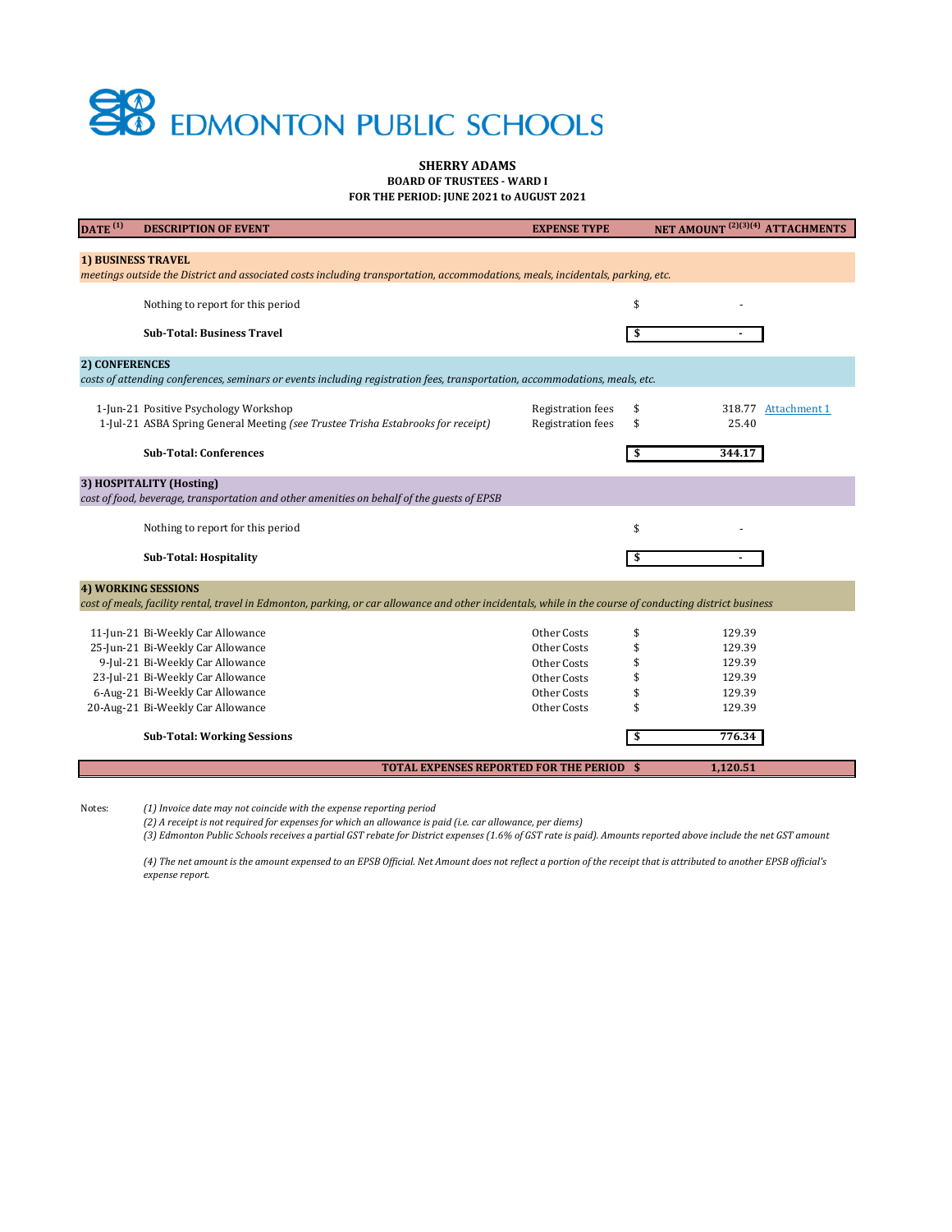# EDMONTON PUBLIC SCHOOLS

**SHERRY ADAMS**
**BOARD OF TRUSTEES - WARD I**
**FOR THE PERIOD: JUNE 2021 to AUGUST 2021**

| DATE [(1)] | DESCRIPTION OF EVENT | EXPENSE TYPE | NET AMOUNT [(2)(3)(4)] | ATTACHMENTS |
|---|---|---|---|---|
| **1) BUSINESS TRAVEL** | | | | |
| *meetings outside the District and associated costs including transportation, accommodations, meals, incidentals, parking, etc.* | | | | |
| | Nothing to report for this period | | $ - | |
| | **Sub-Total: Business Travel** | | **$ -** | |
| **2) CONFERENCES** | | | | |
| *costs of attending conferences, seminars or events including registration fees, transportation, accommodations, meals, etc.* | | | | |
| 1-Jun-21 | Positive Psychology Workshop | Registration fees | $ 318.77 | Attachment 1 |
| 1-Jul-21 | ASBA Spring General Meeting *(see Trustee Trisha Estabrooks for receipt)* | Registration fees | $ 25.40 | |
| | **Sub-Total: Conferences** | | **$ 344.17** | |
| **3) HOSPITALITY (Hosting)** | | | | |
| *cost of food, beverage, transportation and other amenities on behalf of the guests of EPSB* | | | | |
| | Nothing to report for this period | | $ - | |
| | **Sub-Total: Hospitality** | | **$ -** | |
| **4) WORKING SESSIONS** | | | | |
| *cost of meals, facility rental, travel in Edmonton, parking, or car allowance and other incidentals, while in the course of conducting district business* | | | | |
| 11-Jun-21 | Bi-Weekly Car Allowance | Other Costs | $ 129.39 | |
| 25-Jun-21 | Bi-Weekly Car Allowance | Other Costs | $ 129.39 | |
| 9-Jul-21 | Bi-Weekly Car Allowance | Other Costs | $ 129.39 | |
| 23-Jul-21 | Bi-Weekly Car Allowance | Other Costs | $ 129.39 | |
| 6-Aug-21 | Bi-Weekly Car Allowance | Other Costs | $ 129.39 | |
| 20-Aug-21 | Bi-Weekly Car Allowance | Other Costs | $ 129.39 | |
| | **Sub-Total: Working Sessions** | | **$ 776.34** | |
| | **TOTAL EXPENSES REPORTED FOR THE PERIOD** | | **$ 1,120.51** | |

Notes:

*(1) Invoice date may not coincide with the expense reporting period*

*(2) A receipt is not required for expenses for which an allowance is paid (i.e. car allowance, per diems)*

*(3) Edmonton Public Schools receives a partial GST rebate for District expenses (1.6% of GST rate is paid). Amounts reported above include the net GST amount*

*(4) The net amount is the amount expensed to an EPSB Official. Net Amount does not reflect a portion of the receipt that is attributed to another EPSB official's expense report.*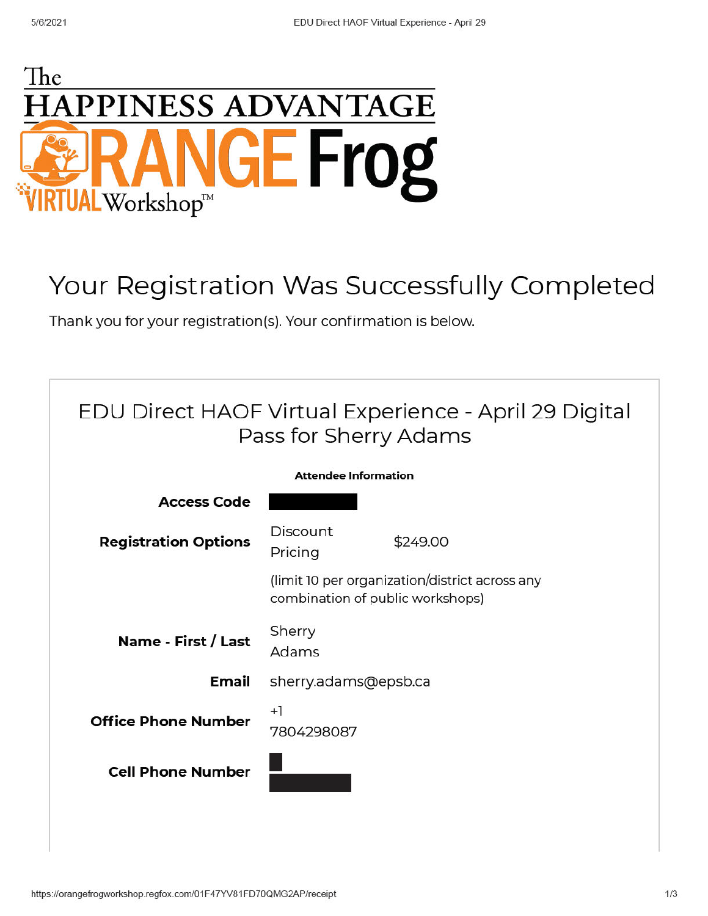The HAPPINESS ADVANTAGE ORANGE Frog VIRTUAL Workshop™

# Your Registration Was Successfully Completed

Thank you for your registration(s). Your confirmation is below.

## EDU Direct HAOF Virtual Experience - April 29 Digital Pass for Sherry Adams

**Attendee Information**

| | |
|---|---|
| **Access Code** | |
| **Registration Options** | Discount Pricing $249.00 (limit 10 per organization/district across any combination of public workshops) |
| **Name - First / Last** | Sherry Adams |
| **Email** | sherry.adams@epsb.ca |
| **Office Phone Number** | +1 7804298087 |
| **Cell Phone Number** | |

https://orangefrogworkshop.regfox.com/01F47YV81FD70QMG2AP/receipt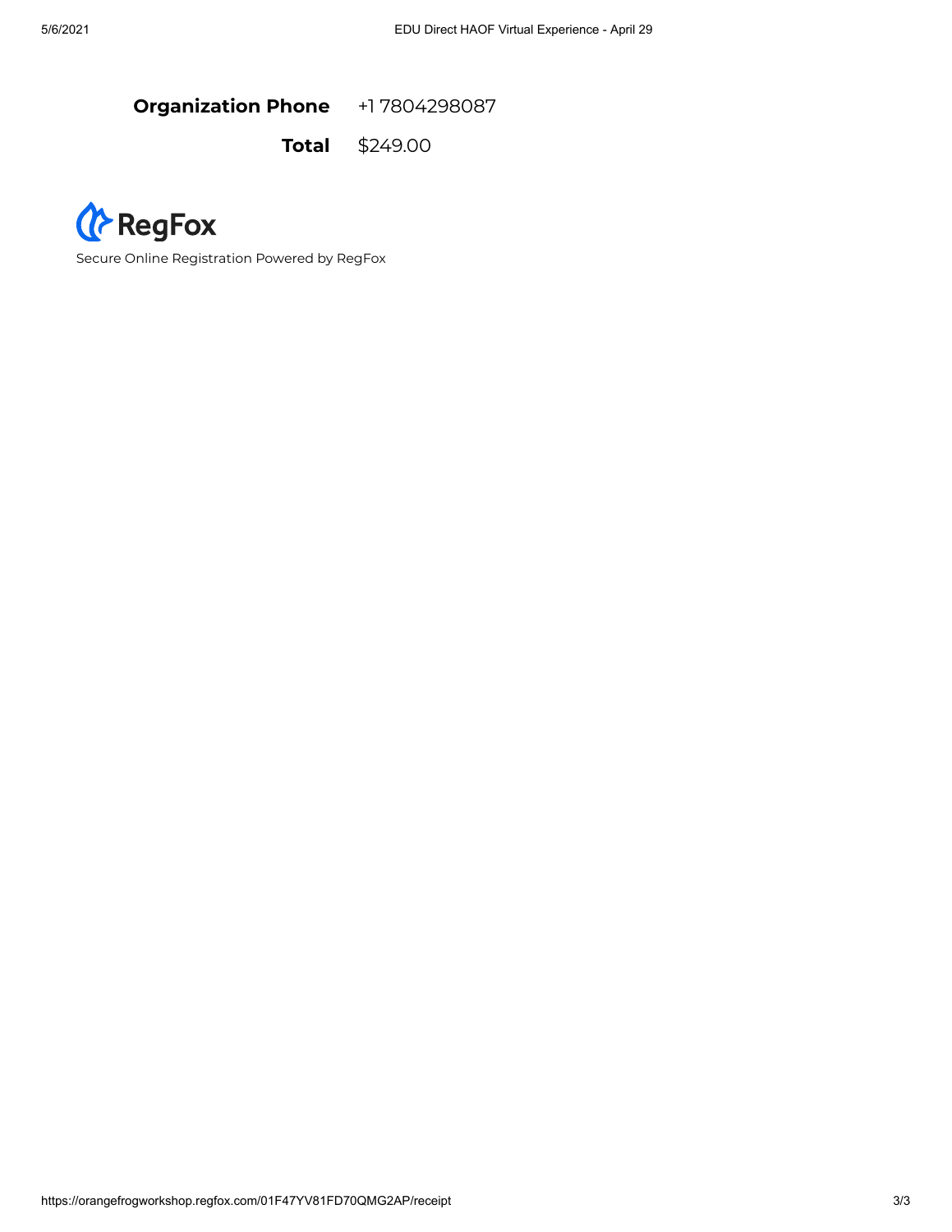**Organization Phone** +1 7804298087

**Total** $249.00

RegFox

Secure Online Registration Powered by RegFox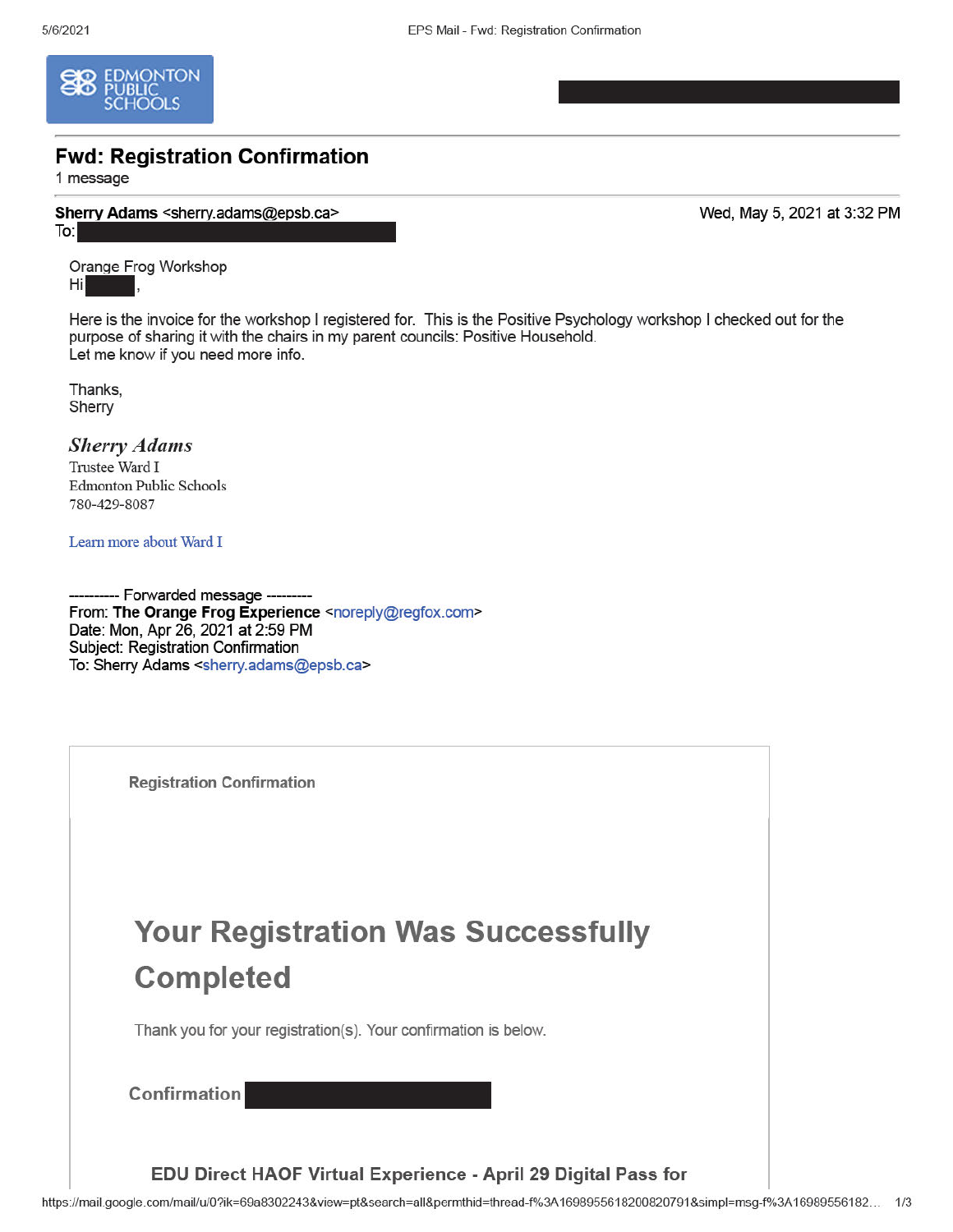EDMONTON PUBLIC SCHOOLS

# Fwd: Registration Confirmation

1 message

**Sherry Adams** <sherry.adams@epsb.ca> Wed, May 5, 2021 at 3:32 PM
To:

Orange Frog Workshop
Hi ,

Here is the invoice for the workshop I registered for. This is the Positive Psychology workshop I checked out for the purpose of sharing it with the chairs in my parent councils: Positive Household.
Let me know if you need more info.

Thanks,
Sherry

*Sherry Adams*
Trustee Ward I
Edmonton Public Schools
780-429-8087

Learn more about Ward I

---------- Forwarded message ---------
From: **The Orange Frog Experience** <noreply@regfox.com>
Date: Mon, Apr 26, 2021 at 2:59 PM
Subject: Registration Confirmation
To: Sherry Adams <sherry.adams@epsb.ca>

Registration Confirmation

## Your Registration Was Successfully Completed

Thank you for your registration(s). Your confirmation is below.

**Confirmation**

**EDU Direct HAOF Virtual Experience - April 29 Digital Pass for**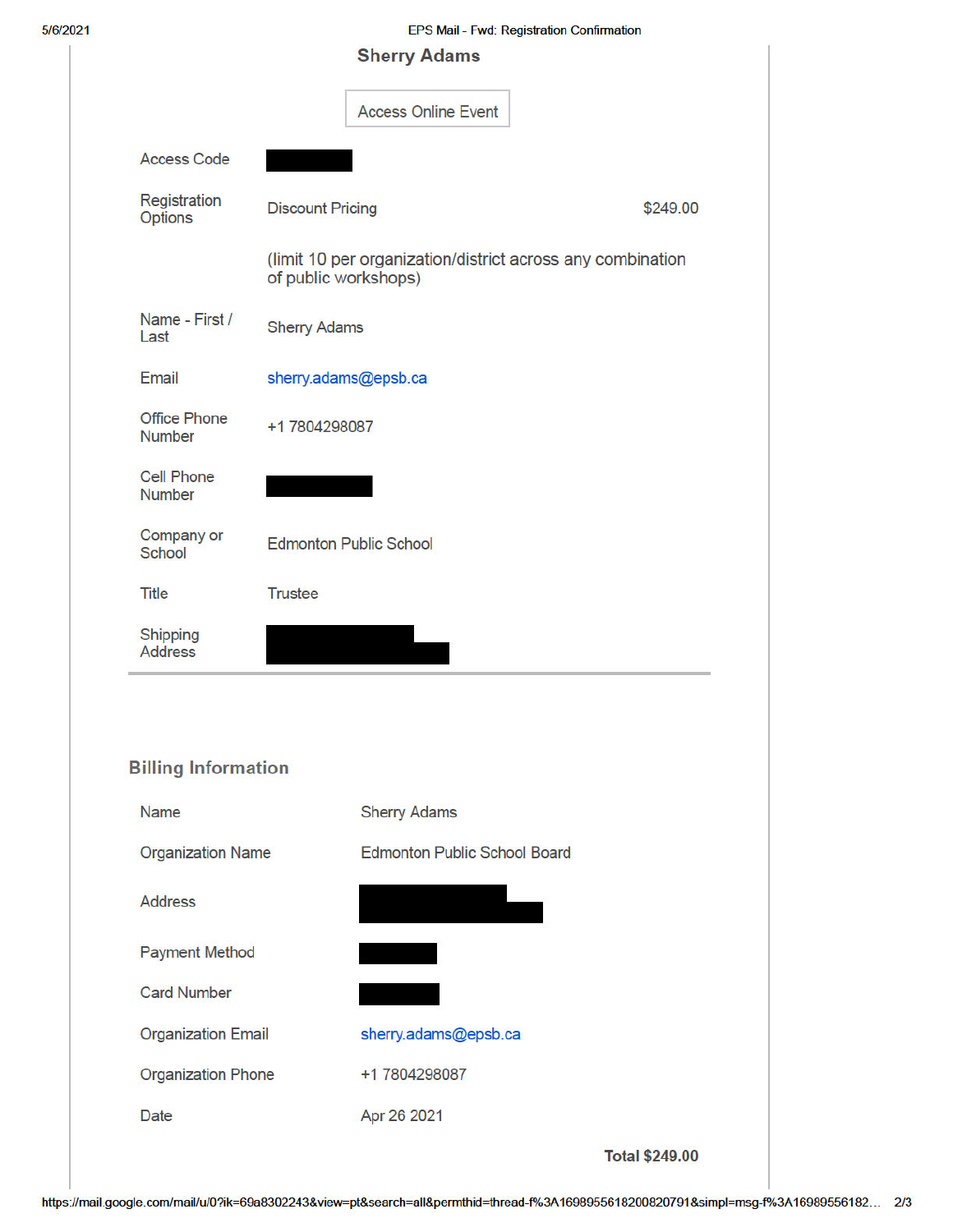## Sherry Adams

Access Online Event

| | | |
|---|---|---|
| Access Code | [REDACTED] | |
| Registration Options | Discount Pricing | $249.00 |
| | (limit 10 per organization/district across any combination of public workshops) | |
| Name - First / Last | Sherry Adams | |
| Email | sherry.adams@epsb.ca | |
| Office Phone Number | +1 7804298087 | |
| Cell Phone Number | [REDACTED] | |
| Company or School | Edmonton Public School | |
| Title | Trustee | |
| Shipping Address | [REDACTED] | |

### Billing Information

| | |
|---|---|
| Name | Sherry Adams |
| Organization Name | Edmonton Public School Board |
| Address | [REDACTED] |
| Payment Method | [REDACTED] |
| Card Number | [REDACTED] |
| Organization Email | sherry.adams@epsb.ca |
| Organization Phone | +1 7804298087 |
| Date | Apr 26 2021 |

**Total $249.00**